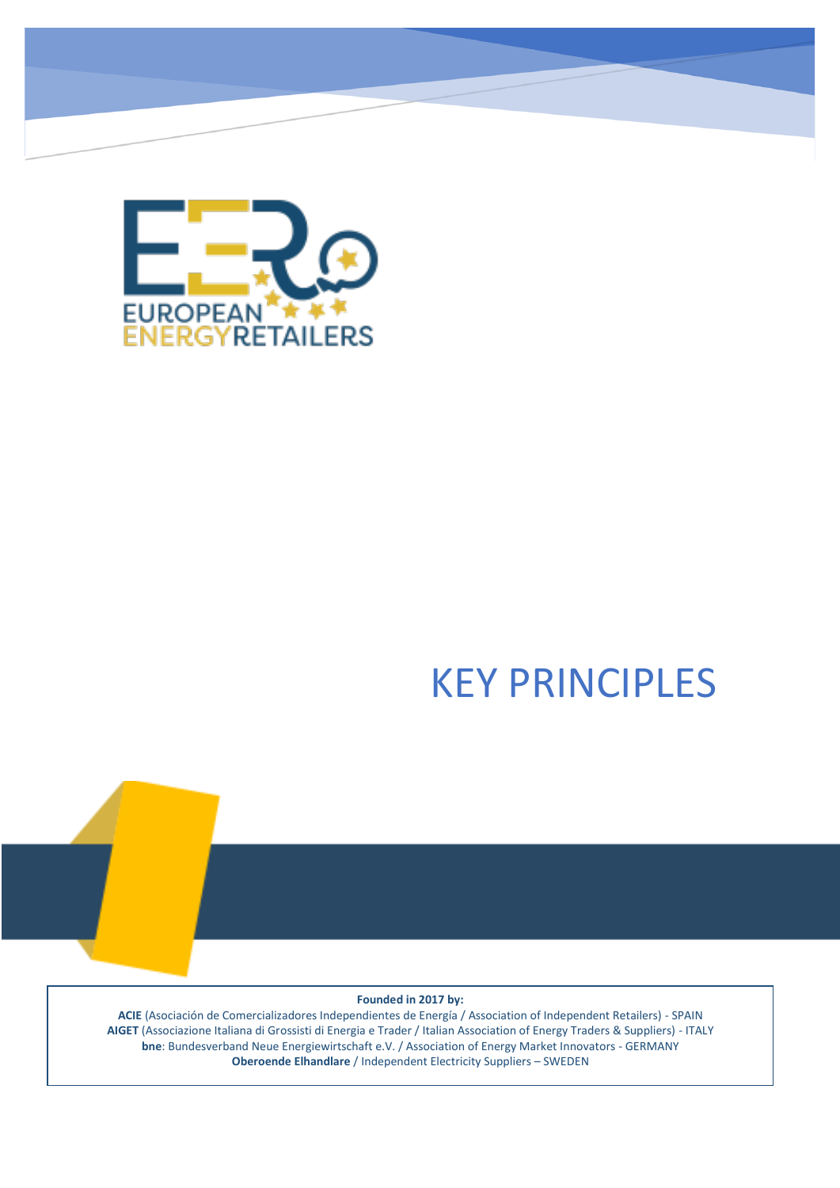EUROPEAN ENERGY RETAILERS

# KEY PRINCIPLES

**Founded in 2017 by:**

**ACIE** (Asociación de Comercializadores Independientes de Energía / Association of Independent Retailers) - SPAIN
**AIGET** (Associazione Italiana di Grossisti di Energia e Trader / Italian Association of Energy Traders & Suppliers) - ITALY
**bne**: Bundesverband Neue Energiewirtschaft e.V. / Association of Energy Market Innovators - GERMANY
**Oberoende Elhandlare** / Independent Electricity Suppliers – SWEDEN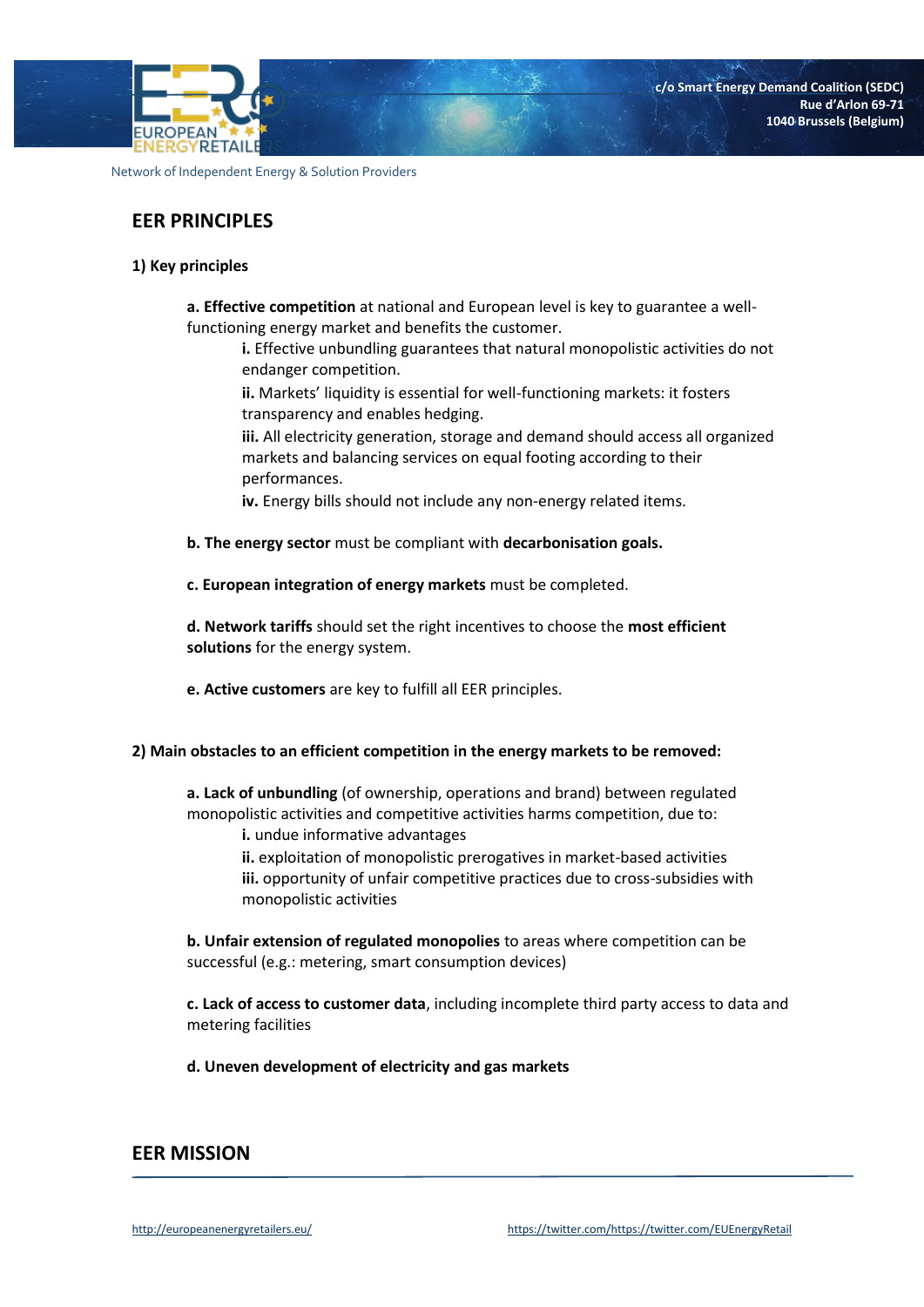## EER PRINCIPLES

### 1) Key principles

**a. Effective competition** at national and European level is key to guarantee a well-functioning energy market and benefits the customer.

- **i.** Effective unbundling guarantees that natural monopolistic activities do not endanger competition.
- **ii.** Markets' liquidity is essential for well-functioning markets: it fosters transparency and enables hedging.
- **iii.** All electricity generation, storage and demand should access all organized markets and balancing services on equal footing according to their performances.
- **iv.** Energy bills should not include any non-energy related items.

**b. The energy sector** must be compliant with **decarbonisation goals.**

**c. European integration of energy markets** must be completed.

**d. Network tariffs** should set the right incentives to choose the **most efficient solutions** for the energy system.

**e. Active customers** are key to fulfill all EER principles.

### 2) Main obstacles to an efficient competition in the energy markets to be removed:

**a. Lack of unbundling** (of ownership, operations and brand) between regulated monopolistic activities and competitive activities harms competition, due to:

- **i.** undue informative advantages
- **ii.** exploitation of monopolistic prerogatives in market-based activities
- **iii.** opportunity of unfair competitive practices due to cross-subsidies with monopolistic activities

**b. Unfair extension of regulated monopolies** to areas where competition can be successful (e.g.: metering, smart consumption devices)

**c. Lack of access to customer data**, including incomplete third party access to data and metering facilities

**d. Uneven development of electricity and gas markets**

## EER MISSION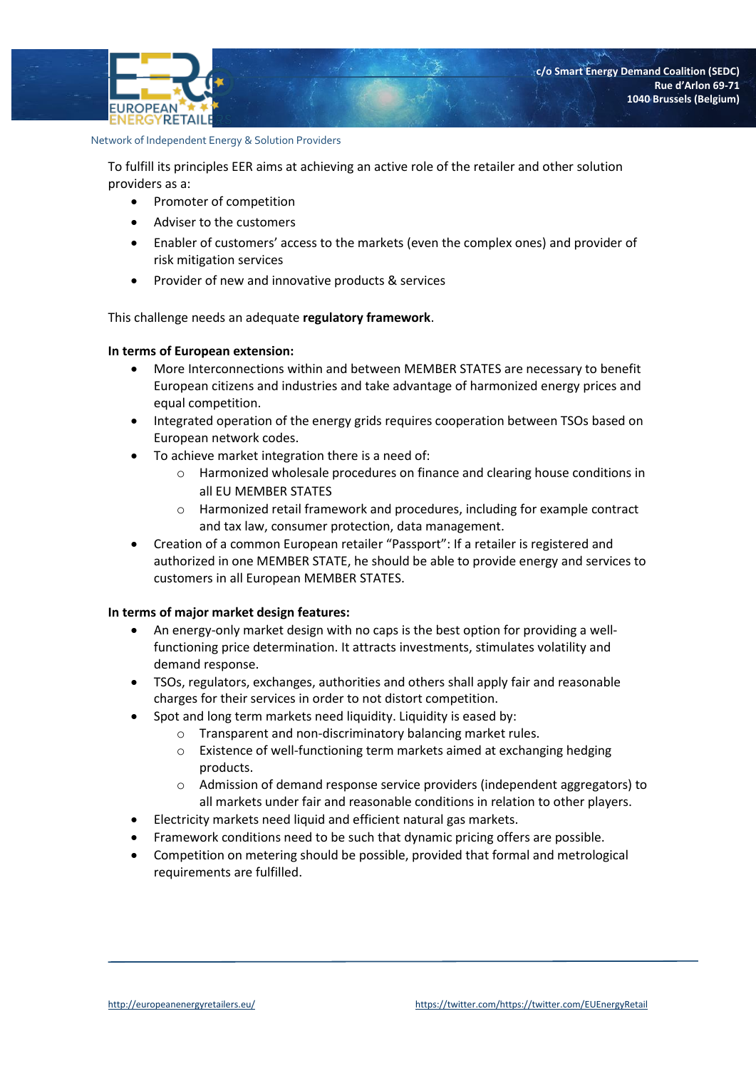To fulfill its principles EER aims at achieving an active role of the retailer and other solution providers as a:

- Promoter of competition
- Adviser to the customers
- Enabler of customers' access to the markets (even the complex ones) and provider of risk mitigation services
- Provider of new and innovative products & services

This challenge needs an adequate **regulatory framework**.

**In terms of European extension:**

- More Interconnections within and between MEMBER STATES are necessary to benefit European citizens and industries and take advantage of harmonized energy prices and equal competition.
- Integrated operation of the energy grids requires cooperation between TSOs based on European network codes.
- To achieve market integration there is a need of:
  - Harmonized wholesale procedures on finance and clearing house conditions in all EU MEMBER STATES
  - Harmonized retail framework and procedures, including for example contract and tax law, consumer protection, data management.
- Creation of a common European retailer "Passport": If a retailer is registered and authorized in one MEMBER STATE, he should be able to provide energy and services to customers in all European MEMBER STATES.

**In terms of major market design features:**

- An energy-only market design with no caps is the best option for providing a well-functioning price determination. It attracts investments, stimulates volatility and demand response.
- TSOs, regulators, exchanges, authorities and others shall apply fair and reasonable charges for their services in order to not distort competition.
- Spot and long term markets need liquidity. Liquidity is eased by:
  - Transparent and non-discriminatory balancing market rules.
  - Existence of well-functioning term markets aimed at exchanging hedging products.
  - Admission of demand response service providers (independent aggregators) to all markets under fair and reasonable conditions in relation to other players.
- Electricity markets need liquid and efficient natural gas markets.
- Framework conditions need to be such that dynamic pricing offers are possible.
- Competition on metering should be possible, provided that formal and metrological requirements are fulfilled.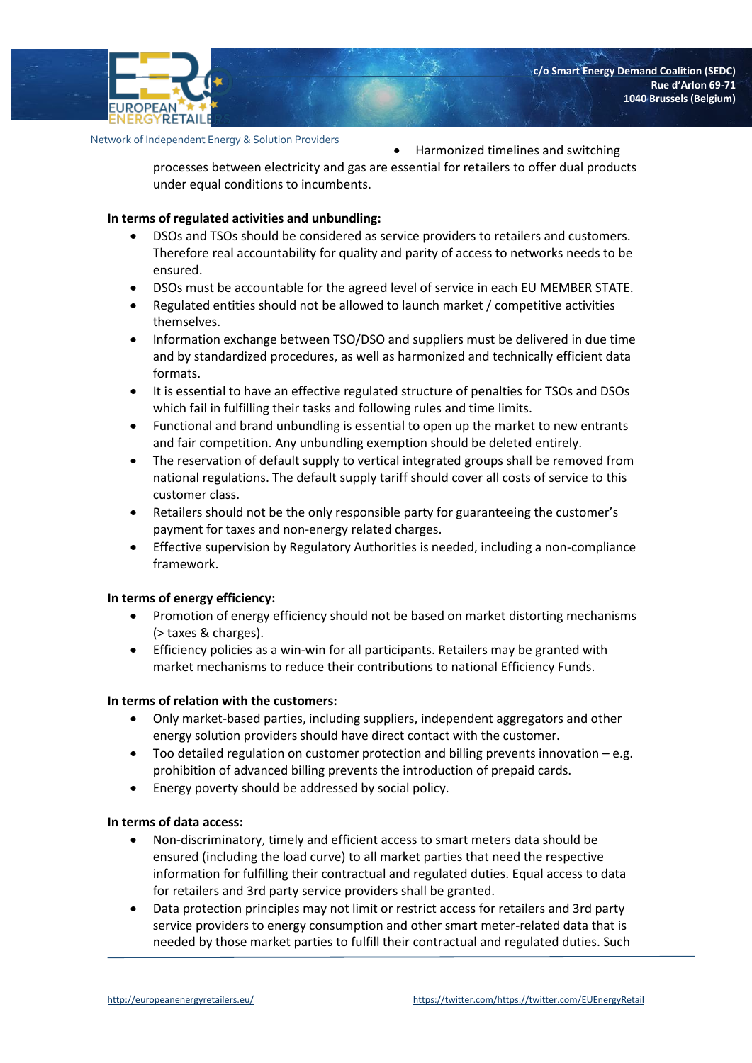- Harmonized timelines and switching processes between electricity and gas are essential for retailers to offer dual products under equal conditions to incumbents.

**In terms of regulated activities and unbundling:**

- DSOs and TSOs should be considered as service providers to retailers and customers. Therefore real accountability for quality and parity of access to networks needs to be ensured.
- DSOs must be accountable for the agreed level of service in each EU MEMBER STATE.
- Regulated entities should not be allowed to launch market / competitive activities themselves.
- Information exchange between TSO/DSO and suppliers must be delivered in due time and by standardized procedures, as well as harmonized and technically efficient data formats.
- It is essential to have an effective regulated structure of penalties for TSOs and DSOs which fail in fulfilling their tasks and following rules and time limits.
- Functional and brand unbundling is essential to open up the market to new entrants and fair competition. Any unbundling exemption should be deleted entirely.
- The reservation of default supply to vertical integrated groups shall be removed from national regulations. The default supply tariff should cover all costs of service to this customer class.
- Retailers should not be the only responsible party for guaranteeing the customer's payment for taxes and non-energy related charges.
- Effective supervision by Regulatory Authorities is needed, including a non-compliance framework.

**In terms of energy efficiency:**

- Promotion of energy efficiency should not be based on market distorting mechanisms (> taxes & charges).
- Efficiency policies as a win-win for all participants. Retailers may be granted with market mechanisms to reduce their contributions to national Efficiency Funds.

**In terms of relation with the customers:**

- Only market-based parties, including suppliers, independent aggregators and other energy solution providers should have direct contact with the customer.
- Too detailed regulation on customer protection and billing prevents innovation – e.g. prohibition of advanced billing prevents the introduction of prepaid cards.
- Energy poverty should be addressed by social policy.

**In terms of data access:**

- Non-discriminatory, timely and efficient access to smart meters data should be ensured (including the load curve) to all market parties that need the respective information for fulfilling their contractual and regulated duties. Equal access to data for retailers and 3rd party service providers shall be granted.
- Data protection principles may not limit or restrict access for retailers and 3rd party service providers to energy consumption and other smart meter-related data that is needed by those market parties to fulfill their contractual and regulated duties. Such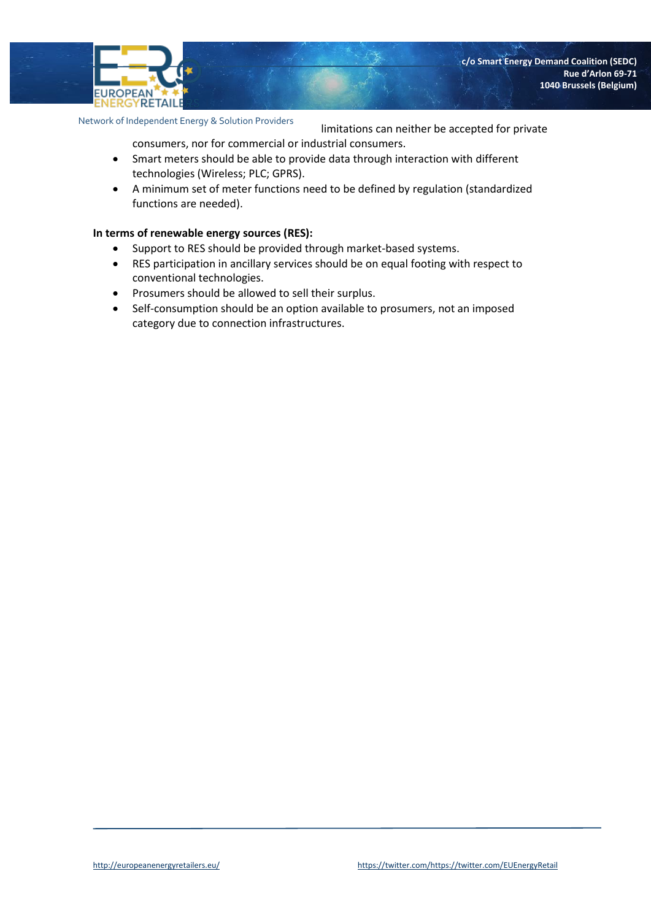limitations can neither be accepted for private consumers, nor for commercial or industrial consumers.

- Smart meters should be able to provide data through interaction with different technologies (Wireless; PLC; GPRS).
- A minimum set of meter functions need to be defined by regulation (standardized functions are needed).

**In terms of renewable energy sources (RES):**

- Support to RES should be provided through market-based systems.
- RES participation in ancillary services should be on equal footing with respect to conventional technologies.
- Prosumers should be allowed to sell their surplus.
- Self-consumption should be an option available to prosumers, not an imposed category due to connection infrastructures.